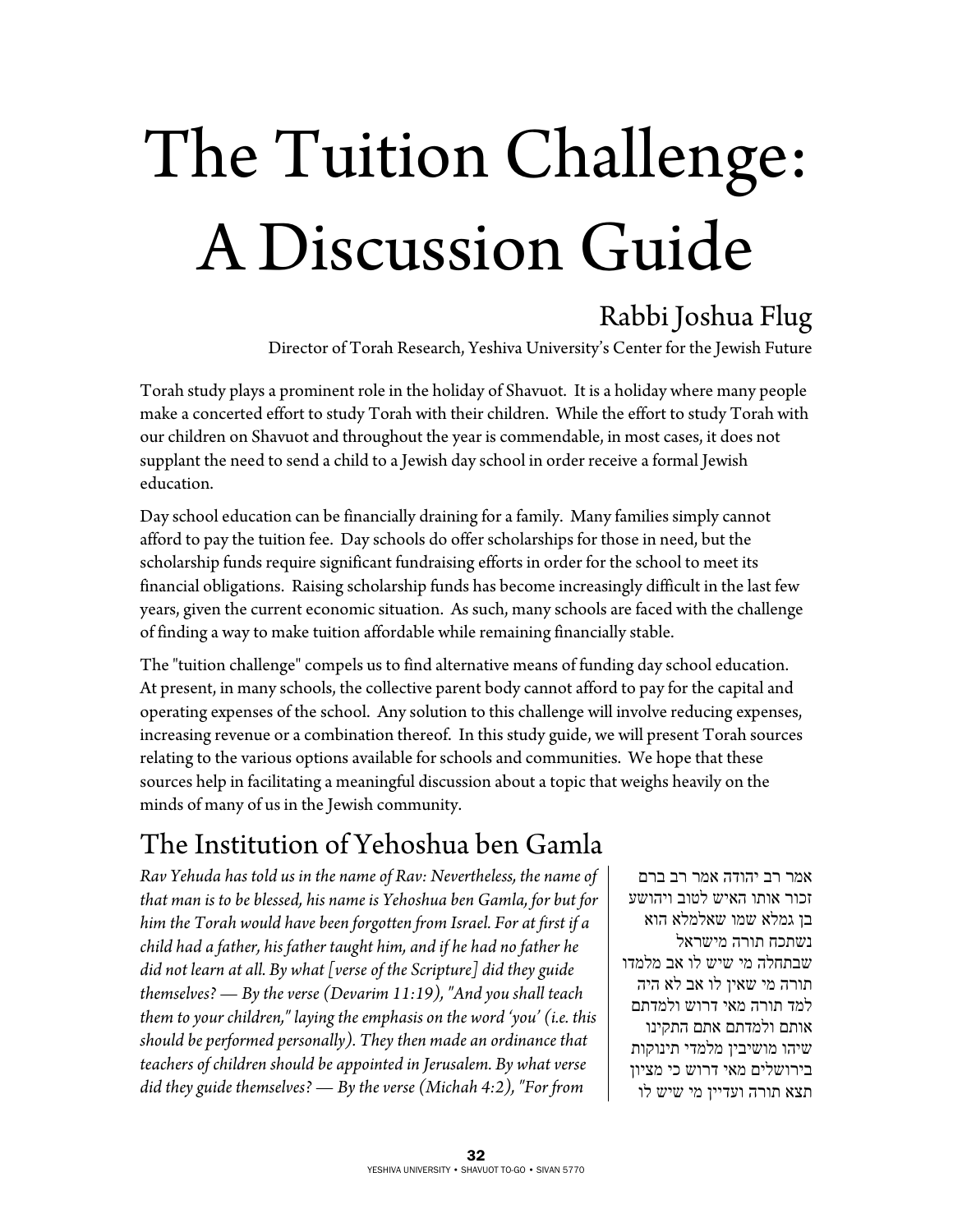// The Tuition Challenge: A Discussion Guide — page 1 transcription

# The Tuition Challenge: A Discussion Guide

## Rabbi Joshua Flug

Director of Torah Research, Yeshiva University's Center for the Jewish Future

Torah study plays a prominent role in the holiday of Shavuot. It is a holiday where many people make a concerted effort to study Torah with their children. While the effort to study Torah with our children on Shavuot and throughout the year is commendable, in most cases, it does not supplant the need to send a child to a Jewish day school in order receive a formal Jewish education.

Day school education can be financially draining for a family. Many families simply cannot afford to pay the tuition fee. Day schools do offer scholarships for those in need, but the scholarship funds require significant fundraising efforts in order for the school to meet its financial obligations. Raising scholarship funds has become increasingly difficult in the last few years, given the current economic situation. As such, many schools are faced with the challenge of finding a way to make tuition affordable while remaining financially stable.

The "tuition challenge" compels us to find alternative means of funding day school education. At present, in many schools, the collective parent body cannot afford to pay for the capital and operating expenses of the school. Any solution to this challenge will involve reducing expenses, increasing revenue or a combination thereof. In this study guide, we will present Torah sources relating to the various options available for schools and communities. We hope that these sources help in facilitating a meaningful discussion about a topic that weighs heavily on the minds of many of us in the Jewish community.

## The Institution of Yehoshua ben Gamla

*Rav Yehuda has told us in the name of Rav: Nevertheless, the name of that man is to be blessed, his name is Yehoshua ben Gamla, for but for him the Torah would have been forgotten from Israel. For at first if a child had a father, his father taught him, and if he had no father he did not learn at all. By what [verse of the Scripture] did they guide themselves? — By the verse (Devarim 11:19), "And you shall teach them to your children," laying the emphasis on the word 'you' (i.e. this should be performed personally). They then made an ordinance that teachers of children should be appointed in Jerusalem. By what verse did they guide themselves? — By the verse (Michah 4:2), "For from*

אמר רב יהודה אמר רב ברם זכור אותו האיש לטוב ויהושע בן גמלא שמו שאלמלא הוא נשתכח תורה מישראל שבתחלה מי שיש לו אב מלמדו תורה מי שאין לו אב לא היה למד תורה מאי דרוש ולמדתם אותם ולמדתם אתם התקינו שיהו מושיבין מלמדי תינוקות בירושלים מאי דרוש כי מציון תצא תורה ועדיין מי שיש לו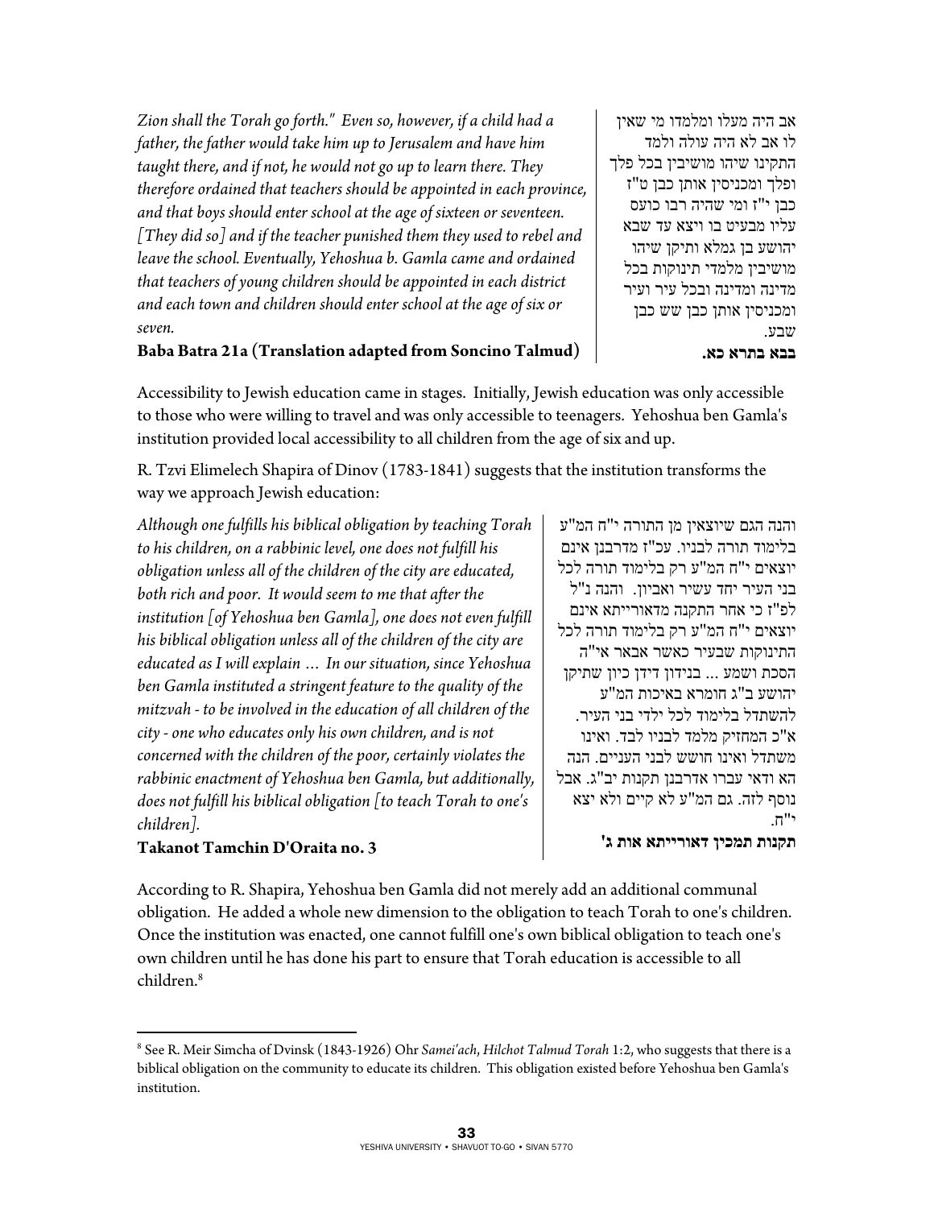*Zion shall the Torah go forth." Even so, however, if a child had a father, the father would take him up to Jerusalem and have him taught there, and if not, he would not go up to learn there. They therefore ordained that teachers should be appointed in each province, and that boys should enter school at the age of sixteen or seventeen. [They did so] and if the teacher punished them they used to rebel and leave the school. Eventually, Yehoshua b. Gamla came and ordained that teachers of young children should be appointed in each district and each town and children should enter school at the age of six or seven.*

**Baba Batra 21a (Translation adapted from Soncino Talmud)**

אב היה מעלו ומלמדו מי שאין לו אב לא היה עולה ולמד התקינו שיהו מושיבין בכל פלך ופלך ומכניסין אותן כבן ט"ז כבן י"ז ומי שהיה רבו כועס עליו מבעיט בו ויצא עד שבא יהושע בן גמלא ותיקן שיהו מושיבין מלמדי תינוקות בכל מדינה ומדינה ובכל עיר ועיר ומכניסין אותן כבן שש כבן שבע.

**בבא בתרא כא.**

Accessibility to Jewish education came in stages. Initially, Jewish education was only accessible to those who were willing to travel and was only accessible to teenagers. Yehoshua ben Gamla's institution provided local accessibility to all children from the age of six and up.

R. Tzvi Elimelech Shapira of Dinov (1783-1841) suggests that the institution transforms the way we approach Jewish education:

*Although one fulfills his biblical obligation by teaching Torah to his children, on a rabbinic level, one does not fulfill his obligation unless all of the children of the city are educated, both rich and poor. It would seem to me that after the institution [of Yehoshua ben Gamla], one does not even fulfill his biblical obligation unless all of the children of the city are educated as I will explain … In our situation, since Yehoshua ben Gamla instituted a stringent feature to the quality of the mitzvah - to be involved in the education of all children of the city - one who educates only his own children, and is not concerned with the children of the poor, certainly violates the rabbinic enactment of Yehoshua ben Gamla, but additionally, does not fulfill his biblical obligation [to teach Torah to one's children].*

**Takanot Tamchin D'Oraita no. 3**

והנה הגם שיוצאין מן התורה י"ח המ"ע בלימוד תורה לבניו. עכ"ז מדרבנן אינם יוצאים י"ח המ"ע רק בלימוד תורה לכל בני העיר יחד עשיר ואביון. והנה נ"ל לפ"ז כי אחר התקנה מדאורייתא אינם יוצאים י"ח המ"ע רק בלימוד תורה לכל התינוקות שבעיר כאשר אבאר אי"ה הסכת ושמע ... בנידון דידן כיון שתיקן יהושע ב"ג חומרא באיכות המ"ע להשתדל בלימוד לכל ילדי בני העיר. א"כ המחזיק מלמד לבניו לבד. ואינו משתדל ואינו חושש לבני העניים. הנה הא ודאי עברו אדרבנן תקנות יב"ג. אבל נוסף לזה. גם המ"ע לא קיים ולא יצא י"ח.

**תקנות תמכין דאורייתא אות ג'**

According to R. Shapira, Yehoshua ben Gamla did not merely add an additional communal obligation. He added a whole new dimension to the obligation to teach Torah to one's children. Once the institution was enacted, one cannot fulfill one's own biblical obligation to teach one's own children until he has done his part to ensure that Torah education is accessible to all children.[8]

---

[8] See R. Meir Simcha of Dvinsk (1843-1926) Ohr *Samei'ach*, *Hilchot Talmud Torah* 1:2, who suggests that there is a biblical obligation on the community to educate its children. This obligation existed before Yehoshua ben Gamla's institution.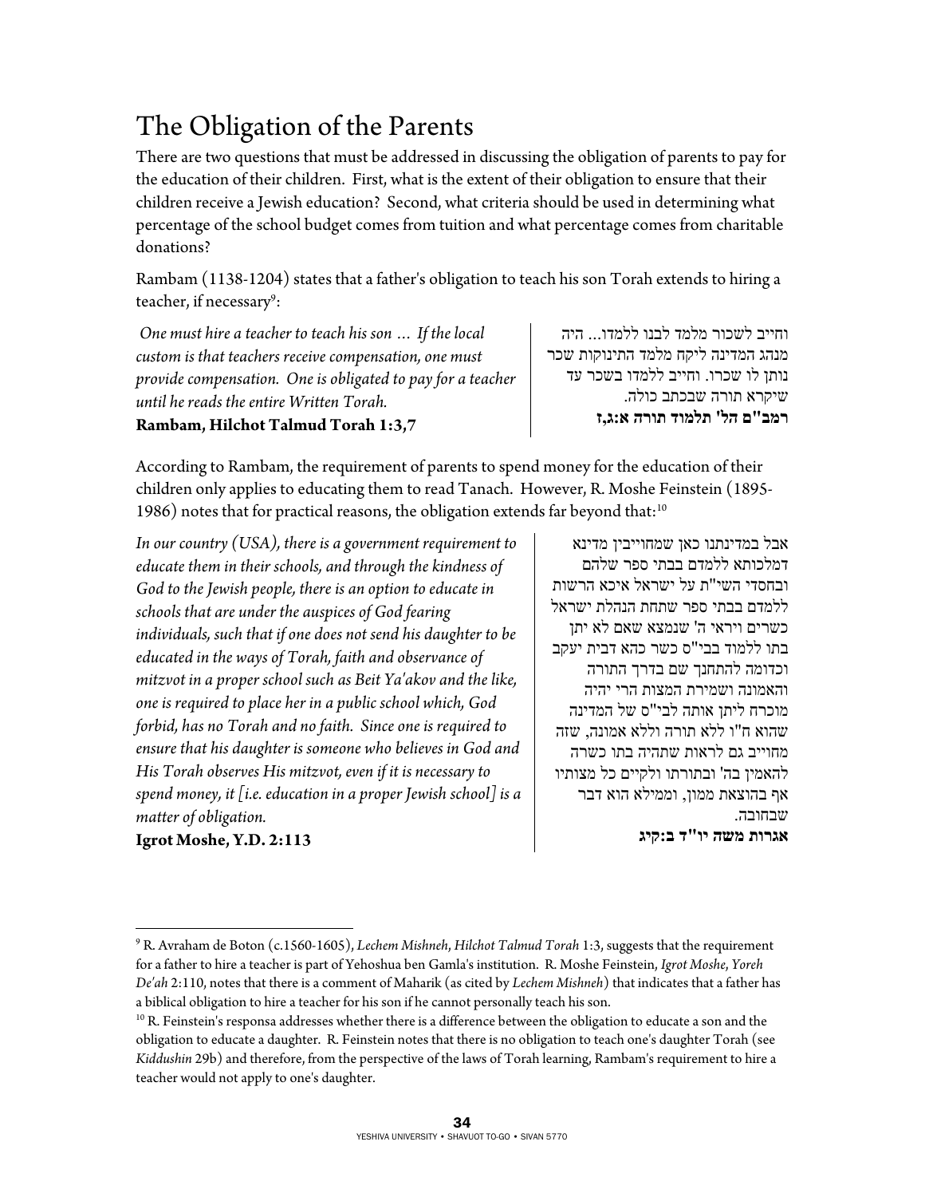# The Obligation of the Parents

There are two questions that must be addressed in discussing the obligation of parents to pay for the education of their children. First, what is the extent of their obligation to ensure that their children receive a Jewish education? Second, what criteria should be used in determining what percentage of the school budget comes from tuition and what percentage comes from charitable donations?

Rambam (1138-1204) states that a father's obligation to teach his son Torah extends to hiring a teacher, if necessary[9]:

*One must hire a teacher to teach his son … If the local custom is that teachers receive compensation, one must provide compensation. One is obligated to pay for a teacher until he reads the entire Written Torah.*
**Rambam, Hilchot Talmud Torah 1:3,7**

וחייב לשכור מלמד לבנו ללמדו... היה מנהג המדינה ליקח מלמד התינוקות שכר נותן לו שכרו. וחייב ללמדו בשכר עד שיקרא תורה שבכתב כולה.
**רמב"ם הל' תלמוד תורה א:ג,ז**

According to Rambam, the requirement of parents to spend money for the education of their children only applies to educating them to read Tanach. However, R. Moshe Feinstein (1895-1986) notes that for practical reasons, the obligation extends far beyond that:[10]

*In our country (USA), there is a government requirement to educate them in their schools, and through the kindness of God to the Jewish people, there is an option to educate in schools that are under the auspices of God fearing individuals, such that if one does not send his daughter to be educated in the ways of Torah, faith and observance of mitzvot in a proper school such as Beit Ya'akov and the like, one is required to place her in a public school which, God forbid, has no Torah and no faith. Since one is required to ensure that his daughter is someone who believes in God and His Torah observes His mitzvot, even if it is necessary to spend money, it [i.e. education in a proper Jewish school] is a matter of obligation.*
**Igrot Moshe, Y.D. 2:113**

אבל במדינתנו כאן שמחוייבין מדינא דמלכותא ללמדם בבתי ספר שלהם ובחסדי השי"ת על ישראל איכא הרשות ללמדם בבתי ספר שתחת הנהלת ישראל כשרים ויראי ה' שנמצא שאם לא יתן בתו ללמוד בבי"ס כשר כהא דבית יעקב וכדומה להתחנך שם בדרך התורה והאמונה ושמירת המצות הרי יהיה מוכרח ליתן אותה לבי"ס של המדינה שהוא ח"ו ללא תורה וללא אמונה, שזה מחוייב גם לראות שתהיה בתו כשרה להאמין בה' ובתורתו ולקיים כל מצותיו אף בהוצאת ממון, וממילא הוא דבר שבחובה.
**אגרות משה יו"ד ב:קיג**

---

[9] R. Avraham de Boton (c.1560-1605), *Lechem Mishneh*, *Hilchot Talmud Torah* 1:3, suggests that the requirement for a father to hire a teacher is part of Yehoshua ben Gamla's institution. R. Moshe Feinstein, *Igrot Moshe*, *Yoreh De'ah* 2:110, notes that there is a comment of Maharik (as cited by *Lechem Mishneh*) that indicates that a father has a biblical obligation to hire a teacher for his son if he cannot personally teach his son.

[10] R. Feinstein's responsa addresses whether there is a difference between the obligation to educate a son and the obligation to educate a daughter. R. Feinstein notes that there is no obligation to teach one's daughter Torah (see *Kiddushin* 29b) and therefore, from the perspective of the laws of Torah learning, Rambam's requirement to hire a teacher would not apply to one's daughter.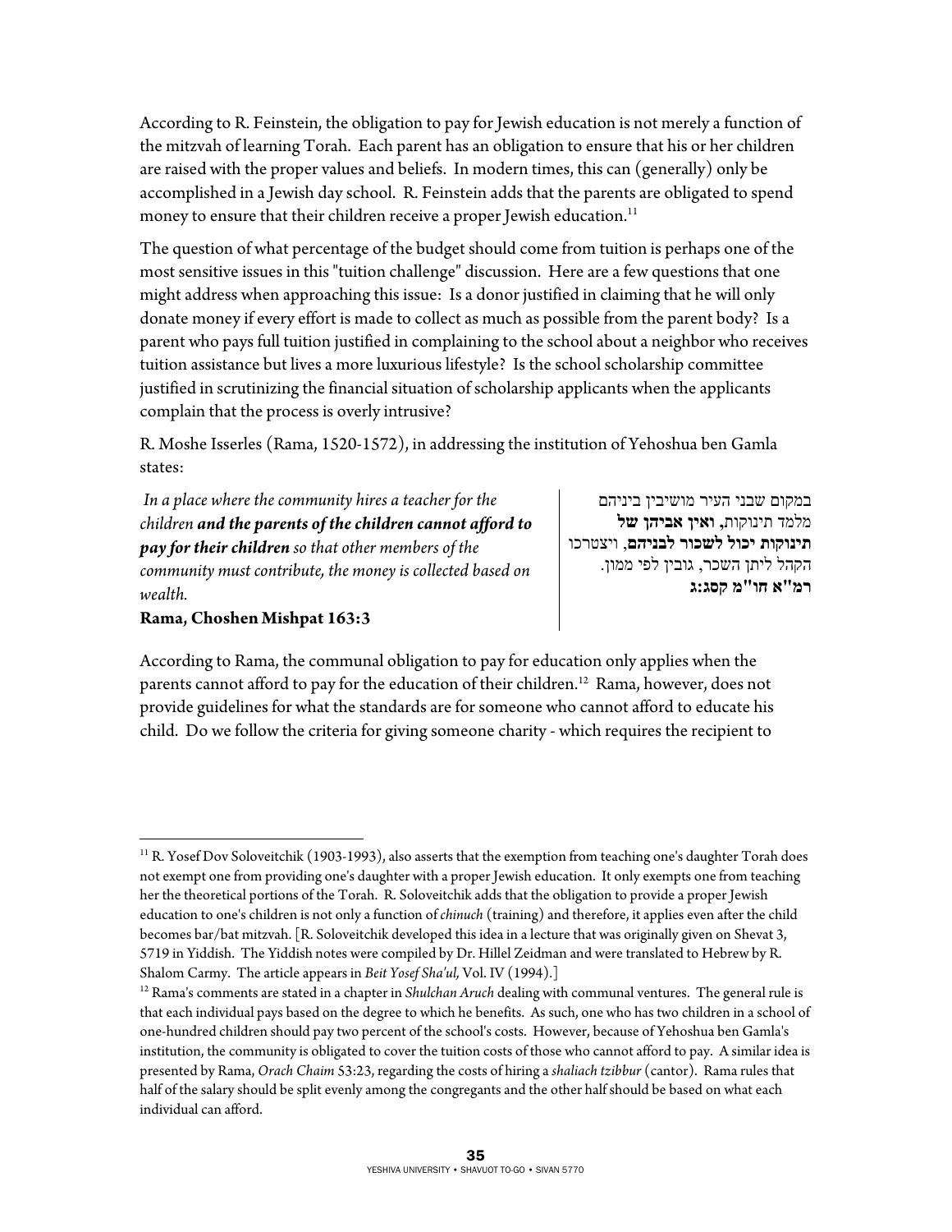According to R. Feinstein, the obligation to pay for Jewish education is not merely a function of the mitzvah of learning Torah. Each parent has an obligation to ensure that his or her children are raised with the proper values and beliefs. In modern times, this can (generally) only be accomplished in a Jewish day school. R. Feinstein adds that the parents are obligated to spend money to ensure that their children receive a proper Jewish education.[11]

The question of what percentage of the budget should come from tuition is perhaps one of the most sensitive issues in this "tuition challenge" discussion. Here are a few questions that one might address when approaching this issue: Is a donor justified in claiming that he will only donate money if every effort is made to collect as much as possible from the parent body? Is a parent who pays full tuition justified in complaining to the school about a neighbor who receives tuition assistance but lives a more luxurious lifestyle? Is the school scholarship committee justified in scrutinizing the financial situation of scholarship applicants when the applicants complain that the process is overly intrusive?

R. Moshe Isserles (Rama, 1520-1572), in addressing the institution of Yehoshua ben Gamla states:

*In a place where the community hires a teacher for the children **and the parents of the children cannot afford to pay for their children** so that other members of the community must contribute, the money is collected based on wealth.*

**Rama, Choshen Mishpat 163:3**

במקום שבני העיר מושיבין ביניהם מלמד תינוקות, **ואין אביהן של תינוקות יכול לשכור לבניהם**, ויצטרכו הקהל ליתן השכר, גובין לפי ממון.

**רמ"א חו"מ קסג:ג**

According to Rama, the communal obligation to pay for education only applies when the parents cannot afford to pay for the education of their children.[12] Rama, however, does not provide guidelines for what the standards are for someone who cannot afford to educate his child. Do we follow the criteria for giving someone charity - which requires the recipient to

---

[11] R. Yosef Dov Soloveitchik (1903-1993), also asserts that the exemption from teaching one's daughter Torah does not exempt one from providing one's daughter with a proper Jewish education. It only exempts one from teaching her the theoretical portions of the Torah. R. Soloveitchik adds that the obligation to provide a proper Jewish education to one's children is not only a function of *chinuch* (training) and therefore, it applies even after the child becomes bar/bat mitzvah. [R. Soloveitchik developed this idea in a lecture that was originally given on Shevat 3, 5719 in Yiddish. The Yiddish notes were compiled by Dr. Hillel Zeidman and were translated to Hebrew by R. Shalom Carmy. The article appears in *Beit Yosef Sha'ul*, Vol. IV (1994).]

[12] Rama's comments are stated in a chapter in *Shulchan Aruch* dealing with communal ventures. The general rule is that each individual pays based on the degree to which he benefits. As such, one who has two children in a school of one-hundred children should pay two percent of the school's costs. However, because of Yehoshua ben Gamla's institution, the community is obligated to cover the tuition costs of those who cannot afford to pay. A similar idea is presented by Rama, *Orach Chaim* 53:23, regarding the costs of hiring a *shaliach tzibbur* (cantor). Rama rules that half of the salary should be split evenly among the congregants and the other half should be based on what each individual can afford.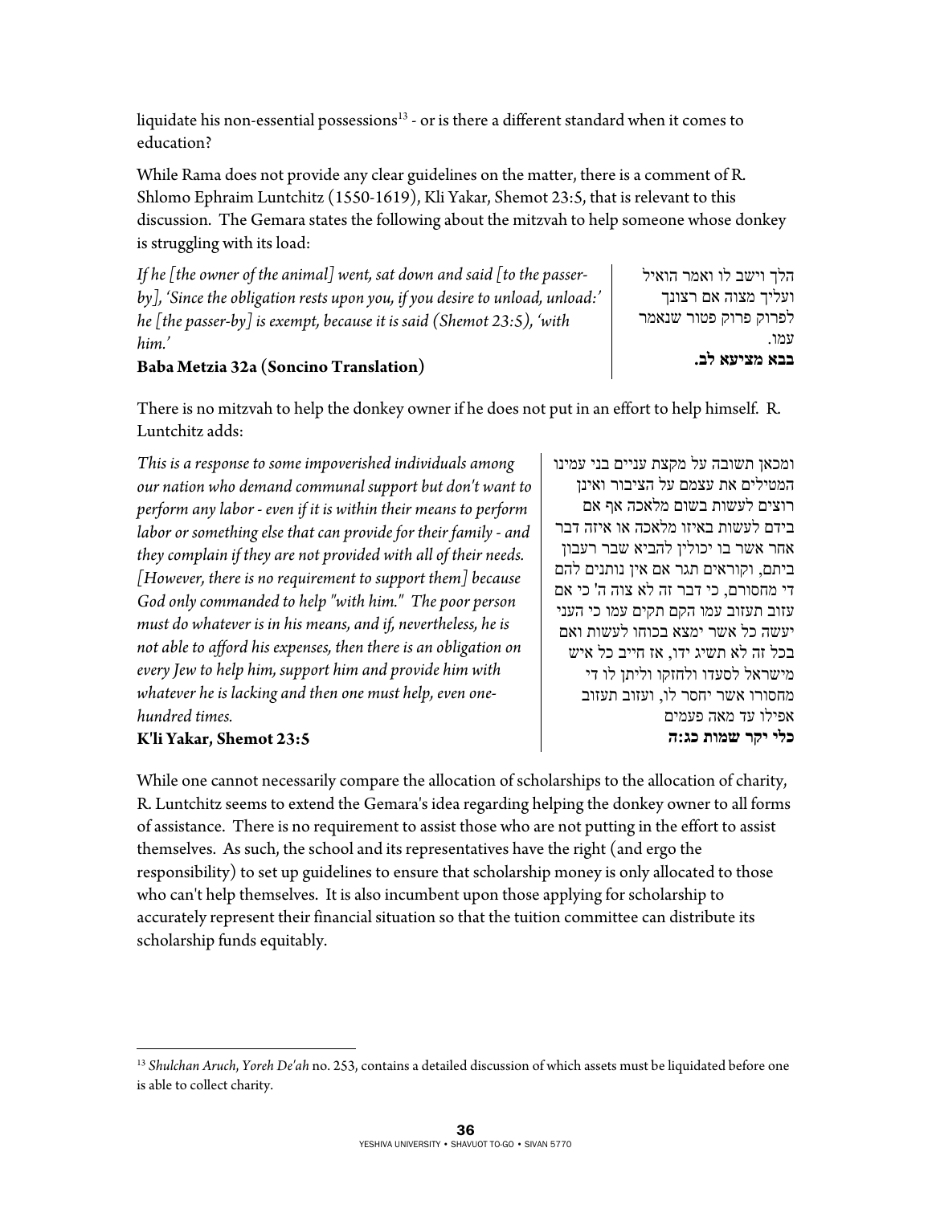liquidate his non-essential possessions[13] - or is there a different standard when it comes to education?

While Rama does not provide any clear guidelines on the matter, there is a comment of R. Shlomo Ephraim Luntchitz (1550-1619), Kli Yakar, Shemot 23:5, that is relevant to this discussion. The Gemara states the following about the mitzvah to help someone whose donkey is struggling with its load:

*If he [the owner of the animal] went, sat down and said [to the passer-by], 'Since the obligation rests upon you, if you desire to unload, unload:' he [the passer-by] is exempt, because it is said (Shemot 23:5), 'with him.'*

**Baba Metzia 32a (Soncino Translation)**

הלך וישב לו ואמר הואיל ועליך מצוה אם רצונך לפרוק פרוק פטור שנאמר עמו.

**בבא מציעא לב.**

There is no mitzvah to help the donkey owner if he does not put in an effort to help himself. R. Luntchitz adds:

*This is a response to some impoverished individuals among our nation who demand communal support but don't want to perform any labor - even if it is within their means to perform labor or something else that can provide for their family - and they complain if they are not provided with all of their needs. [However, there is no requirement to support them] because God only commanded to help "with him." The poor person must do whatever is in his means, and if, nevertheless, he is not able to afford his expenses, then there is an obligation on every Jew to help him, support him and provide him with whatever he is lacking and then one must help, even one-hundred times.*

**K'li Yakar, Shemot 23:5**

ומכאן תשובה על מקצת עניים בני עמינו המטילים את עצמם על הציבור ואינן רוצים לעשות בשום מלאכה אף אם בידם לעשות באיזו מלאכה או איזה דבר אחר אשר בו יכולין להביא שבר רעבון ביתם, וקוראים תגר אם אין נותנים להם די מחסורם, כי דבר זה לא צוה ה' כי אם עזוב תעזוב עמו הקם תקים עמו כי העני יעשה כל אשר ימצא בכוחו לעשות ואם בכל זה לא תשיג ידו, אז חייב כל איש מישראל לסעדו ולחזקו וליתן לו די מחסורו אשר יחסר לו, ועזוב תעזוב אפילו עד מאה פעמים

**כלי יקר שמות כג:ה**

While one cannot necessarily compare the allocation of scholarships to the allocation of charity, R. Luntchitz seems to extend the Gemara's idea regarding helping the donkey owner to all forms of assistance. There is no requirement to assist those who are not putting in the effort to assist themselves. As such, the school and its representatives have the right (and ergo the responsibility) to set up guidelines to ensure that scholarship money is only allocated to those who can't help themselves. It is also incumbent upon those applying for scholarship to accurately represent their financial situation so that the tuition committee can distribute its scholarship funds equitably.

---

[13] *Shulchan Aruch, Yoreh De'ah* no. 253, contains a detailed discussion of which assets must be liquidated before one is able to collect charity.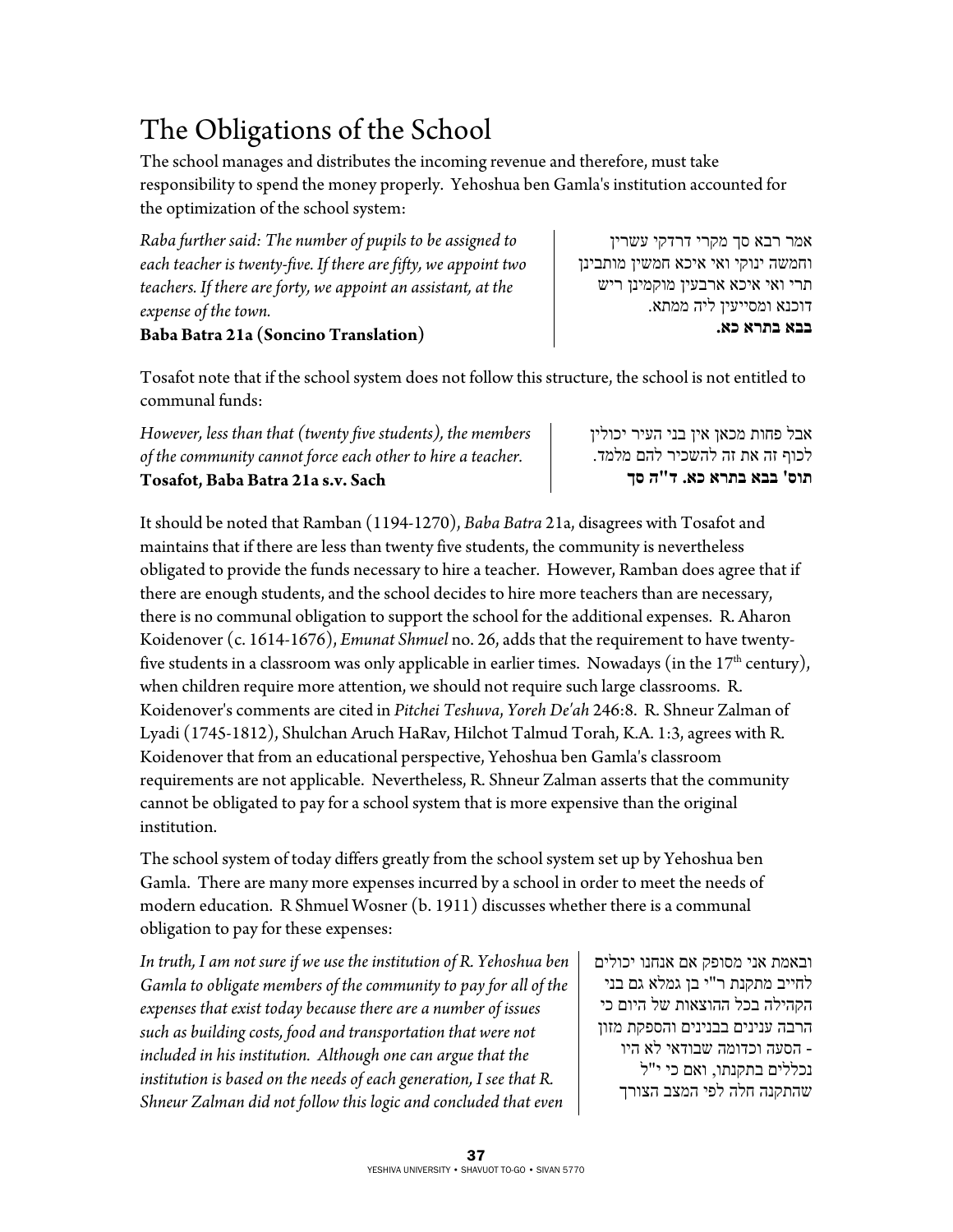# The Obligations of the School

The school manages and distributes the incoming revenue and therefore, must take responsibility to spend the money properly. Yehoshua ben Gamla's institution accounted for the optimization of the school system:

*Raba further said: The number of pupils to be assigned to each teacher is twenty-five. If there are fifty, we appoint two teachers. If there are forty, we appoint an assistant, at the expense of the town.*
**Baba Batra 21a (Soncino Translation)**

אמר רבא סך מקרי דרדקי עשרין וחמשה ינוקי ואי איכא חמשין מותבינן תרי ואי איכא ארבעין מוקמינן ריש דוכנא ומסייעין ליה ממתא.
**בבא בתרא כא.**

Tosafot note that if the school system does not follow this structure, the school is not entitled to communal funds:

*However, less than that (twenty five students), the members of the community cannot force each other to hire a teacher.*
**Tosafot, Baba Batra 21a s.v. Sach**

אבל פחות מכאן אין בני העיר יכולין לכוף זה את זה להשכיר להם מלמד.
**תוס' בבא בתרא כא. ד"ה סך**

It should be noted that Ramban (1194-1270), *Baba Batra* 21a, disagrees with Tosafot and maintains that if there are less than twenty five students, the community is nevertheless obligated to provide the funds necessary to hire a teacher. However, Ramban does agree that if there are enough students, and the school decides to hire more teachers than are necessary, there is no communal obligation to support the school for the additional expenses. R. Aharon Koidenover (c. 1614-1676), *Emunat Shmuel* no. 26, adds that the requirement to have twenty-five students in a classroom was only applicable in earlier times. Nowadays (in the 17th century), when children require more attention, we should not require such large classrooms. R. Koidenover's comments are cited in *Pitchei Teshuva*, *Yoreh De'ah* 246:8. R. Shneur Zalman of Lyadi (1745-1812), Shulchan Aruch HaRav, Hilchot Talmud Torah, K.A. 1:3, agrees with R. Koidenover that from an educational perspective, Yehoshua ben Gamla's classroom requirements are not applicable. Nevertheless, R. Shneur Zalman asserts that the community cannot be obligated to pay for a school system that is more expensive than the original institution.

The school system of today differs greatly from the school system set up by Yehoshua ben Gamla. There are many more expenses incurred by a school in order to meet the needs of modern education. R Shmuel Wosner (b. 1911) discusses whether there is a communal obligation to pay for these expenses:

*In truth, I am not sure if we use the institution of R. Yehoshua ben Gamla to obligate members of the community to pay for all of the expenses that exist today because there are a number of issues such as building costs, food and transportation that were not included in his institution. Although one can argue that the institution is based on the needs of each generation, I see that R. Shneur Zalman did not follow this logic and concluded that even*

ובאמת אני מסופק אם אנחנו יכולים לחייב מתקנת ר"י בן גמלא גם בני הקהילה בכל ההוצאות של היום כי הרבה ענינים בבנינים והספקת מזון - הסעה וכדומה שבודאי לא היו נכללים בתקנתו, ואם כי י"ל שהתקנה חלה לפי המצב הצורך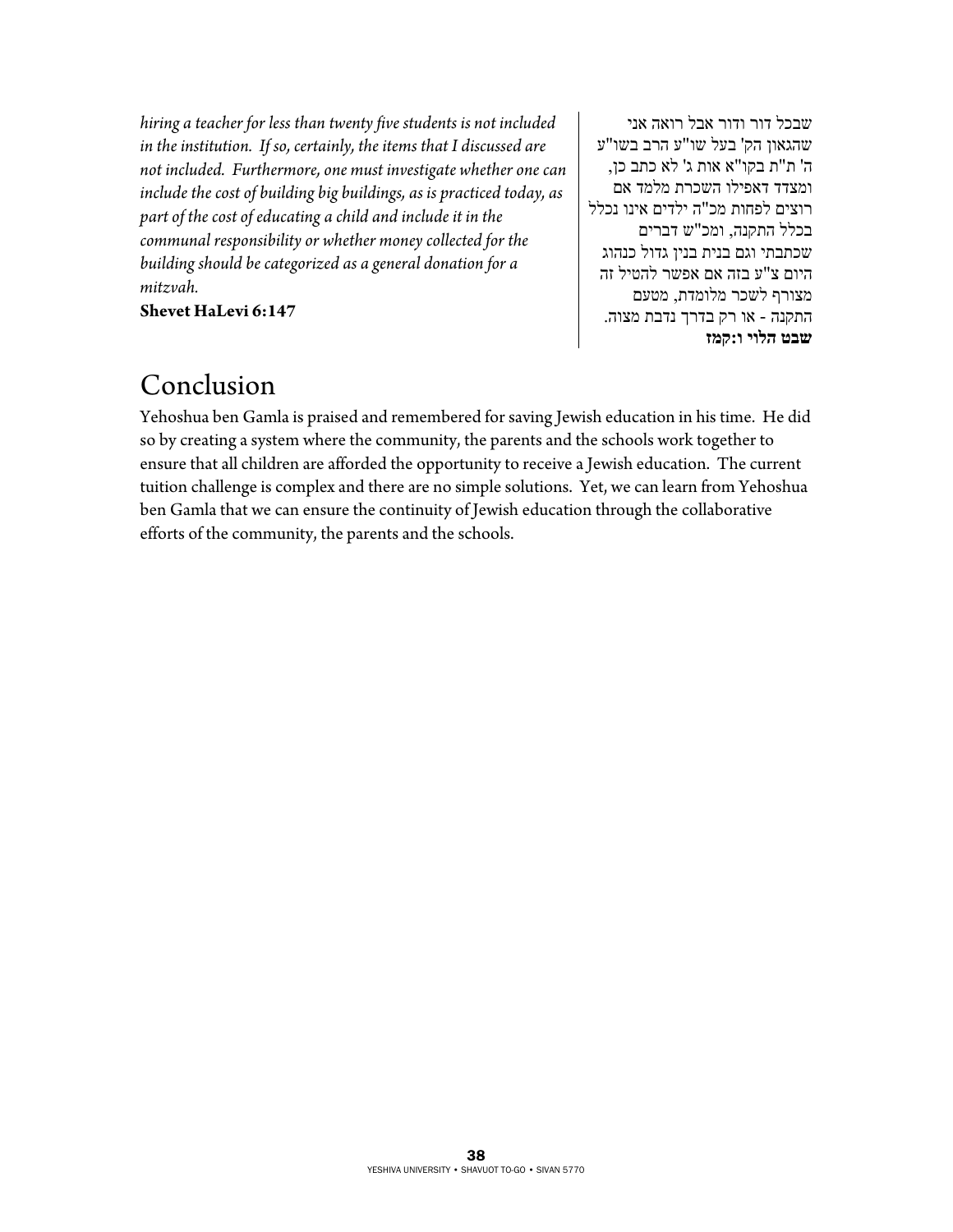*hiring a teacher for less than twenty five students is not included in the institution. If so, certainly, the items that I discussed are not included. Furthermore, one must investigate whether one can include the cost of building big buildings, as is practiced today, as part of the cost of educating a child and include it in the communal responsibility or whether money collected for the building should be categorized as a general donation for a mitzvah.*

**Shevet HaLevi 6:147**

שבכל דור ודור אבל רואה אני שהגאון הק' בעל שו"ע הרב בשו"ע ה' ת"ת בקו"א אות ג' לא כתב כן, ומצדד דאפילו השכרת מלמד אם רוצים לפחות מכ"ה ילדים אינו נכלל בכלל התקנה, ומכ"ש דברים שכתבתי וגם בנית בנין גדול כנהוג היום צ"ע בזה אם אפשר להטיל זה מצורף לשכר מלומדת, מטעם התקנה - או רק בדרך נדבת מצוה.

**שבט הלוי ו:קמז**

# Conclusion

Yehoshua ben Gamla is praised and remembered for saving Jewish education in his time. He did so by creating a system where the community, the parents and the schools work together to ensure that all children are afforded the opportunity to receive a Jewish education. The current tuition challenge is complex and there are no simple solutions. Yet, we can learn from Yehoshua ben Gamla that we can ensure the continuity of Jewish education through the collaborative efforts of the community, the parents and the schools.